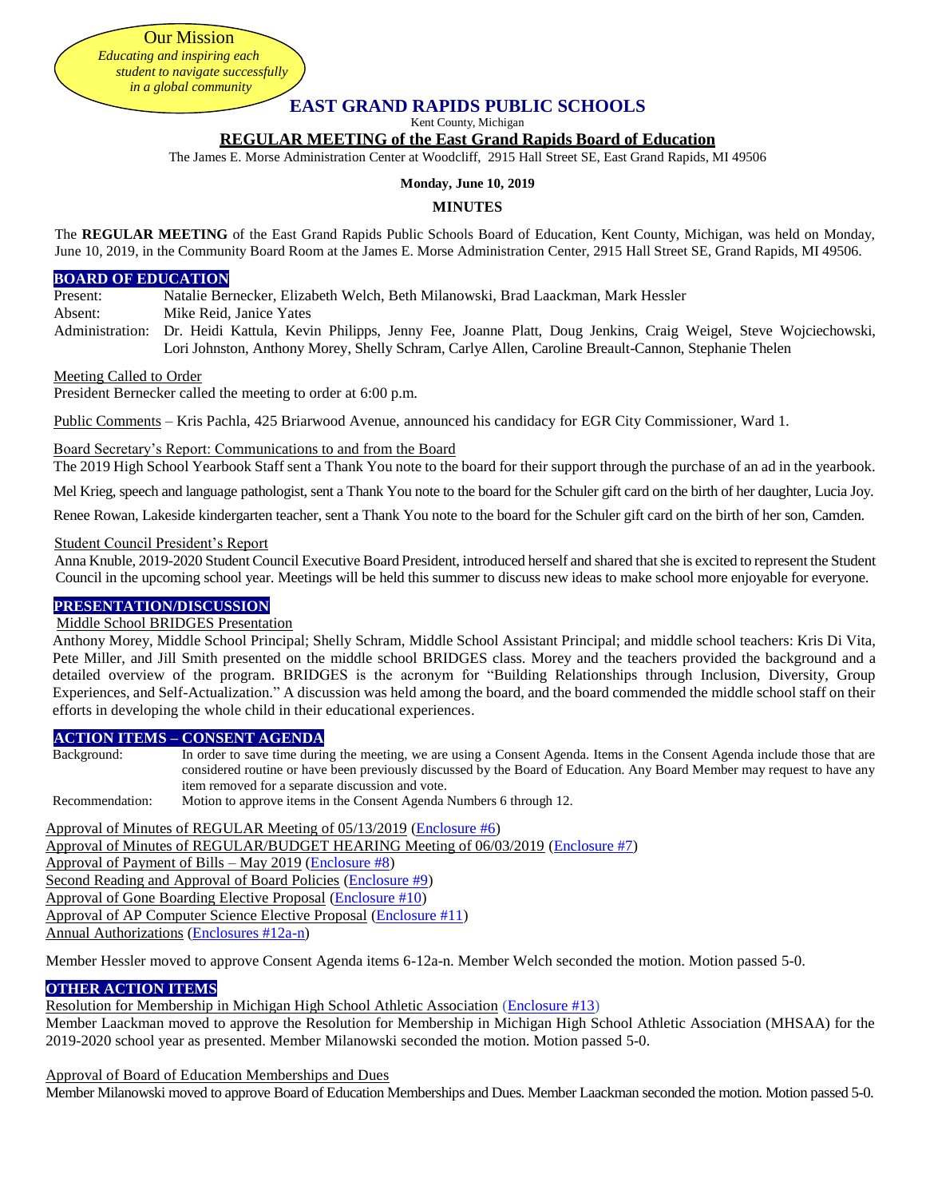Our Mission

*Educating and inspiring each student to navigate successfully in a global community*

# EAST GRAND RAPIDS PUBLIC SCHOOLS

Kent County, Michigan

## REGULAR MEETING of the East Grand Rapids Board of Education

The James E. Morse Administration Center at Woodcliff, 2915 Hall Street SE, East Grand Rapids, MI 49506

**Monday, June 10, 2019**

**MINUTES**

The **REGULAR MEETING** of the East Grand Rapids Public Schools Board of Education, Kent County, Michigan, was held on Monday, June 10, 2019, in the Community Board Room at the James E. Morse Administration Center, 2915 Hall Street SE, Grand Rapids, MI 49506.

### BOARD OF EDUCATION

Present: Natalie Bernecker, Elizabeth Welch, Beth Milanowski, Brad Laackman, Mark Hessler

Absent: Mike Reid, Janice Yates

Administration: Dr. Heidi Kattula, Kevin Philipps, Jenny Fee, Joanne Platt, Doug Jenkins, Craig Weigel, Steve Wojciechowski, Lori Johnston, Anthony Morey, Shelly Schram, Carlye Allen, Caroline Breault-Cannon, Stephanie Thelen

Meeting Called to Order

President Bernecker called the meeting to order at 6:00 p.m.

Public Comments – Kris Pachla, 425 Briarwood Avenue, announced his candidacy for EGR City Commissioner, Ward 1.

Board Secretary's Report: Communications to and from the Board

The 2019 High School Yearbook Staff sent a Thank You note to the board for their support through the purchase of an ad in the yearbook.

Mel Krieg, speech and language pathologist, sent a Thank You note to the board for the Schuler gift card on the birth of her daughter, Lucia Joy.

Renee Rowan, Lakeside kindergarten teacher, sent a Thank You note to the board for the Schuler gift card on the birth of her son, Camden.

Student Council President's Report

Anna Knuble, 2019-2020 Student Council Executive Board President, introduced herself and shared that she is excited to represent the Student Council in the upcoming school year. Meetings will be held this summer to discuss new ideas to make school more enjoyable for everyone.

### PRESENTATION/DISCUSSION

Middle School BRIDGES Presentation

Anthony Morey, Middle School Principal; Shelly Schram, Middle School Assistant Principal; and middle school teachers: Kris Di Vita, Pete Miller, and Jill Smith presented on the middle school BRIDGES class. Morey and the teachers provided the background and a detailed overview of the program. BRIDGES is the acronym for "Building Relationships through Inclusion, Diversity, Group Experiences, and Self-Actualization." A discussion was held among the board, and the board commended the middle school staff on their efforts in developing the whole child in their educational experiences.

### ACTION ITEMS – CONSENT AGENDA

Background: In order to save time during the meeting, we are using a Consent Agenda. Items in the Consent Agenda include those that are considered routine or have been previously discussed by the Board of Education. Any Board Member may request to have any item removed for a separate discussion and vote.

Recommendation: Motion to approve items in the Consent Agenda Numbers 6 through 12.

Approval of Minutes of REGULAR Meeting of 05/13/2019 (Enclosure #6)
Approval of Minutes of REGULAR/BUDGET HEARING Meeting of 06/03/2019 (Enclosure #7)
Approval of Payment of Bills – May 2019 (Enclosure #8)
Second Reading and Approval of Board Policies (Enclosure #9)
Approval of Gone Boarding Elective Proposal (Enclosure #10)
Approval of AP Computer Science Elective Proposal (Enclosure #11)
Annual Authorizations (Enclosures #12a-n)

Member Hessler moved to approve Consent Agenda items 6-12a-n. Member Welch seconded the motion. Motion passed 5-0.

### OTHER ACTION ITEMS

Resolution for Membership in Michigan High School Athletic Association (Enclosure #13)

Member Laackman moved to approve the Resolution for Membership in Michigan High School Athletic Association (MHSAA) for the 2019-2020 school year as presented. Member Milanowski seconded the motion. Motion passed 5-0.

Approval of Board of Education Memberships and Dues

Member Milanowski moved to approve Board of Education Memberships and Dues. Member Laackman seconded the motion. Motion passed 5-0.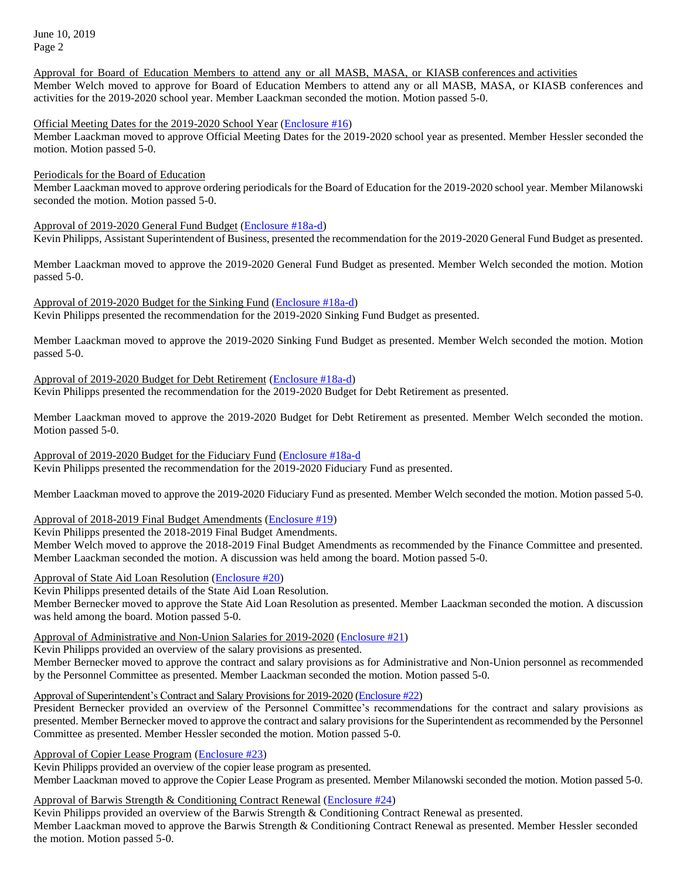Approval for Board of Education Members to attend any or all MASB, MASA, or KIASB conferences and activities

Member Welch moved to approve for Board of Education Members to attend any or all MASB, MASA, or KIASB conferences and activities for the 2019-2020 school year. Member Laackman seconded the motion. Motion passed 5-0.

Official Meeting Dates for the 2019-2020 School Year (Enclosure #16)

Member Laackman moved to approve Official Meeting Dates for the 2019-2020 school year as presented. Member Hessler seconded the motion. Motion passed 5-0.

Periodicals for the Board of Education

Member Laackman moved to approve ordering periodicals for the Board of Education for the 2019-2020 school year. Member Milanowski seconded the motion. Motion passed 5-0.

Approval of 2019-2020 General Fund Budget (Enclosure #18a-d)

Kevin Philipps, Assistant Superintendent of Business, presented the recommendation for the 2019-2020 General Fund Budget as presented.

Member Laackman moved to approve the 2019-2020 General Fund Budget as presented. Member Welch seconded the motion. Motion passed 5-0.

Approval of 2019-2020 Budget for the Sinking Fund (Enclosure #18a-d)

Kevin Philipps presented the recommendation for the 2019-2020 Sinking Fund Budget as presented.

Member Laackman moved to approve the 2019-2020 Sinking Fund Budget as presented. Member Welch seconded the motion. Motion passed 5-0.

Approval of 2019-2020 Budget for Debt Retirement (Enclosure #18a-d)

Kevin Philipps presented the recommendation for the 2019-2020 Budget for Debt Retirement as presented.

Member Laackman moved to approve the 2019-2020 Budget for Debt Retirement as presented. Member Welch seconded the motion. Motion passed 5-0.

Approval of 2019-2020 Budget for the Fiduciary Fund (Enclosure #18a-d

Kevin Philipps presented the recommendation for the 2019-2020 Fiduciary Fund as presented.

Member Laackman moved to approve the 2019-2020 Fiduciary Fund as presented. Member Welch seconded the motion. Motion passed 5-0.

Approval of 2018-2019 Final Budget Amendments (Enclosure #19)

Kevin Philipps presented the 2018-2019 Final Budget Amendments.

Member Welch moved to approve the 2018-2019 Final Budget Amendments as recommended by the Finance Committee and presented. Member Laackman seconded the motion. A discussion was held among the board. Motion passed 5-0.

Approval of State Aid Loan Resolution (Enclosure #20)

Kevin Philipps presented details of the State Aid Loan Resolution.

Member Bernecker moved to approve the State Aid Loan Resolution as presented. Member Laackman seconded the motion. A discussion was held among the board. Motion passed 5-0.

Approval of Administrative and Non-Union Salaries for 2019-2020 (Enclosure #21)

Kevin Philipps provided an overview of the salary provisions as presented.

Member Bernecker moved to approve the contract and salary provisions as for Administrative and Non-Union personnel as recommended by the Personnel Committee as presented. Member Laackman seconded the motion. Motion passed 5-0.

Approval of Superintendent's Contract and Salary Provisions for 2019-2020 (Enclosure #22)

President Bernecker provided an overview of the Personnel Committee's recommendations for the contract and salary provisions as presented. Member Bernecker moved to approve the contract and salary provisions for the Superintendent as recommended by the Personnel Committee as presented. Member Hessler seconded the motion. Motion passed 5-0.

Approval of Copier Lease Program (Enclosure #23)

Kevin Philipps provided an overview of the copier lease program as presented.

Member Laackman moved to approve the Copier Lease Program as presented. Member Milanowski seconded the motion. Motion passed 5-0.

Approval of Barwis Strength & Conditioning Contract Renewal (Enclosure #24)

Kevin Philipps provided an overview of the Barwis Strength & Conditioning Contract Renewal as presented.

Member Laackman moved to approve the Barwis Strength & Conditioning Contract Renewal as presented. Member Hessler seconded the motion. Motion passed 5-0.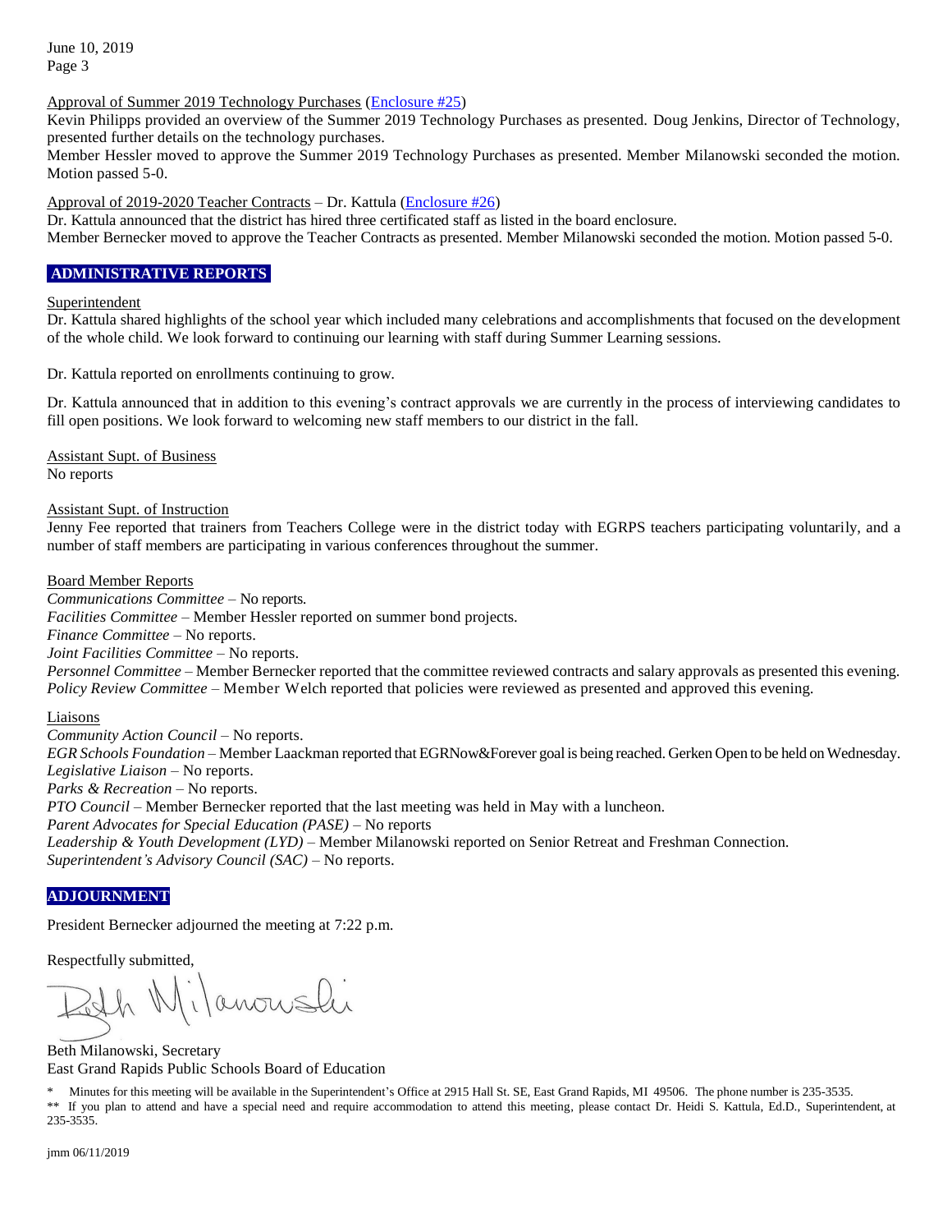Approval of Summer 2019 Technology Purchases (Enclosure #25)

Kevin Philipps provided an overview of the Summer 2019 Technology Purchases as presented. Doug Jenkins, Director of Technology, presented further details on the technology purchases.

Member Hessler moved to approve the Summer 2019 Technology Purchases as presented. Member Milanowski seconded the motion. Motion passed 5-0.

Approval of 2019-2020 Teacher Contracts – Dr. Kattula (Enclosure #26)

Dr. Kattula announced that the district has hired three certificated staff as listed in the board enclosure.

Member Bernecker moved to approve the Teacher Contracts as presented. Member Milanowski seconded the motion. Motion passed 5-0.

## ADMINISTRATIVE REPORTS

Superintendent

Dr. Kattula shared highlights of the school year which included many celebrations and accomplishments that focused on the development of the whole child. We look forward to continuing our learning with staff during Summer Learning sessions.

Dr. Kattula reported on enrollments continuing to grow.

Dr. Kattula announced that in addition to this evening's contract approvals we are currently in the process of interviewing candidates to fill open positions. We look forward to welcoming new staff members to our district in the fall.

Assistant Supt. of Business

No reports

Assistant Supt. of Instruction

Jenny Fee reported that trainers from Teachers College were in the district today with EGRPS teachers participating voluntarily, and a number of staff members are participating in various conferences throughout the summer.

Board Member Reports

*Communications Committee* – No reports.
*Facilities Committee* – Member Hessler reported on summer bond projects.
*Finance Committee* – No reports.
*Joint Facilities Committee* – No reports.
*Personnel Committee* – Member Bernecker reported that the committee reviewed contracts and salary approvals as presented this evening.
*Policy Review Committee* – Member Welch reported that policies were reviewed as presented and approved this evening.

Liaisons

*Community Action Council* – No reports.
*EGR Schools Foundation* – Member Laackman reported that EGRNow&Forever goal is being reached. Gerken Open to be held on Wednesday.
*Legislative Liaison* – No reports.
*Parks & Recreation* – No reports.
*PTO Council* – Member Bernecker reported that the last meeting was held in May with a luncheon.
*Parent Advocates for Special Education (PASE)* – No reports
*Leadership & Youth Development (LYD)* – Member Milanowski reported on Senior Retreat and Freshman Connection.
*Superintendent's Advisory Council (SAC)* – No reports.

## ADJOURNMENT

President Bernecker adjourned the meeting at 7:22 p.m.

Respectfully submitted,

Beth Milanowski

Beth Milanowski, Secretary
East Grand Rapids Public Schools Board of Education

\* Minutes for this meeting will be available in the Superintendent's Office at 2915 Hall St. SE, East Grand Rapids, MI 49506. The phone number is 235-3535.

** If you plan to attend and have a special need and require accommodation to attend this meeting, please contact Dr. Heidi S. Kattula, Ed.D., Superintendent, at 235-3535.

jmm 06/11/2019